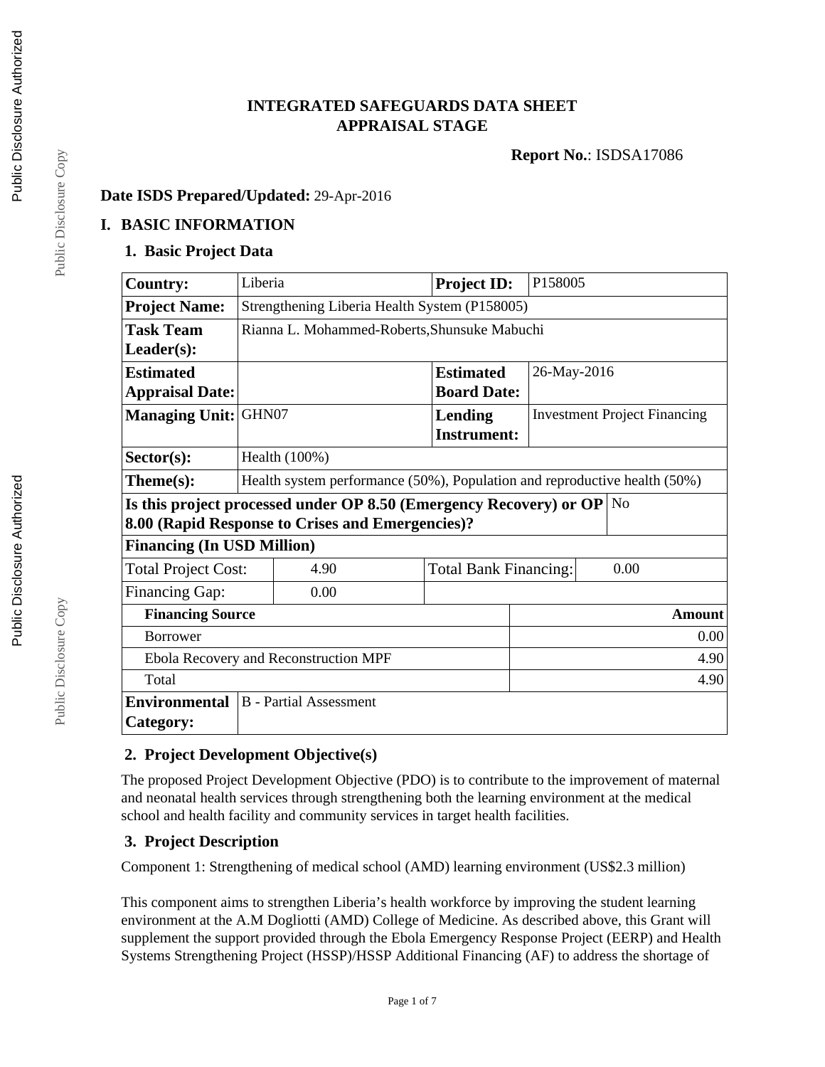# INTEGRATED SAFEGUARDS DATA SHEET
# APPRAISAL STAGE

**Report No.**: ISDSA17086

**Date ISDS Prepared/Updated:** 29-Apr-2016

## I. BASIC INFORMATION

### 1. Basic Project Data

| | | | |
|---|---|---|---|
| **Country:** | Liberia | **Project ID:** | P158005 |
| **Project Name:** | Strengthening Liberia Health System (P158005) | | |
| **Task Team Leader(s):** | Rianna L. Mohammed-Roberts,Shunsuke Mabuchi | | |
| **Estimated Appraisal Date:** | | **Estimated Board Date:** | 26-May-2016 |
| **Managing Unit:** | GHN07 | **Lending Instrument:** | Investment Project Financing |
| **Sector(s):** | Health (100%) | | |
| **Theme(s):** | Health system performance (50%), Population and reproductive health (50%) | | |
| **Is this project processed under OP 8.50 (Emergency Recovery) or OP 8.00 (Rapid Response to Crises and Emergencies)?** | | | No |

**Financing (In USD Million)**

| | | | |
|---|---|---|---|
| Total Project Cost: | 4.90 | Total Bank Financing: | 0.00 |
| Financing Gap: | 0.00 | | |

| **Financing Source** | **Amount** |
|---|---|
| Borrower | 0.00 |
| Ebola Recovery and Reconstruction MPF | 4.90 |
| Total | 4.90 |

| | |
|---|---|
| **Environmental Category:** | B - Partial Assessment |

### 2. Project Development Objective(s)

The proposed Project Development Objective (PDO) is to contribute to the improvement of maternal and neonatal health services through strengthening both the learning environment at the medical school and health facility and community services in target health facilities.

### 3. Project Description

Component 1: Strengthening of medical school (AMD) learning environment (US$2.3 million)

This component aims to strengthen Liberia's health workforce by improving the student learning environment at the A.M Dogliotti (AMD) College of Medicine. As described above, this Grant will supplement the support provided through the Ebola Emergency Response Project (EERP) and Health Systems Strengthening Project (HSSP)/HSSP Additional Financing (AF) to address the shortage of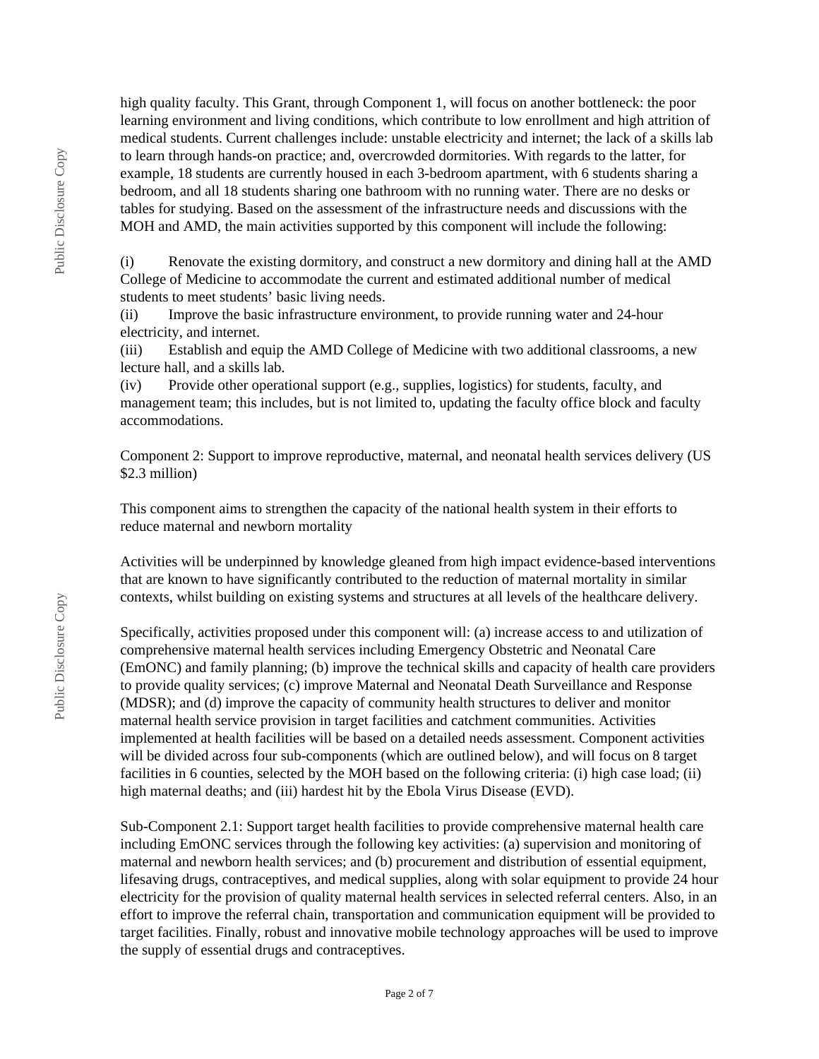high quality faculty. This Grant, through Component 1, will focus on another bottleneck: the poor learning environment and living conditions, which contribute to low enrollment and high attrition of medical students. Current challenges include: unstable electricity and internet; the lack of a skills lab to learn through hands-on practice; and, overcrowded dormitories. With regards to the latter, for example, 18 students are currently housed in each 3-bedroom apartment, with 6 students sharing a bedroom, and all 18 students sharing one bathroom with no running water. There are no desks or tables for studying. Based on the assessment of the infrastructure needs and discussions with the MOH and AMD, the main activities supported by this component will include the following:

(i) Renovate the existing dormitory, and construct a new dormitory and dining hall at the AMD College of Medicine to accommodate the current and estimated additional number of medical students to meet students' basic living needs.
(ii) Improve the basic infrastructure environment, to provide running water and 24-hour electricity, and internet.
(iii) Establish and equip the AMD College of Medicine with two additional classrooms, a new lecture hall, and a skills lab.
(iv) Provide other operational support (e.g., supplies, logistics) for students, faculty, and management team; this includes, but is not limited to, updating the faculty office block and faculty accommodations.

Component 2: Support to improve reproductive, maternal, and neonatal health services delivery (US $2.3 million)

This component aims to strengthen the capacity of the national health system in their efforts to reduce maternal and newborn mortality

Activities will be underpinned by knowledge gleaned from high impact evidence-based interventions that are known to have significantly contributed to the reduction of maternal mortality in similar contexts, whilst building on existing systems and structures at all levels of the healthcare delivery.

Specifically, activities proposed under this component will: (a) increase access to and utilization of comprehensive maternal health services including Emergency Obstetric and Neonatal Care (EmONC) and family planning; (b) improve the technical skills and capacity of health care providers to provide quality services; (c) improve Maternal and Neonatal Death Surveillance and Response (MDSR); and (d) improve the capacity of community health structures to deliver and monitor maternal health service provision in target facilities and catchment communities. Activities implemented at health facilities will be based on a detailed needs assessment. Component activities will be divided across four sub-components (which are outlined below), and will focus on 8 target facilities in 6 counties, selected by the MOH based on the following criteria: (i) high case load; (ii) high maternal deaths; and (iii) hardest hit by the Ebola Virus Disease (EVD).

Sub-Component 2.1: Support target health facilities to provide comprehensive maternal health care including EmONC services through the following key activities: (a) supervision and monitoring of maternal and newborn health services; and (b) procurement and distribution of essential equipment, lifesaving drugs, contraceptives, and medical supplies, along with solar equipment to provide 24 hour electricity for the provision of quality maternal health services in selected referral centers. Also, in an effort to improve the referral chain, transportation and communication equipment will be provided to target facilities. Finally, robust and innovative mobile technology approaches will be used to improve the supply of essential drugs and contraceptives.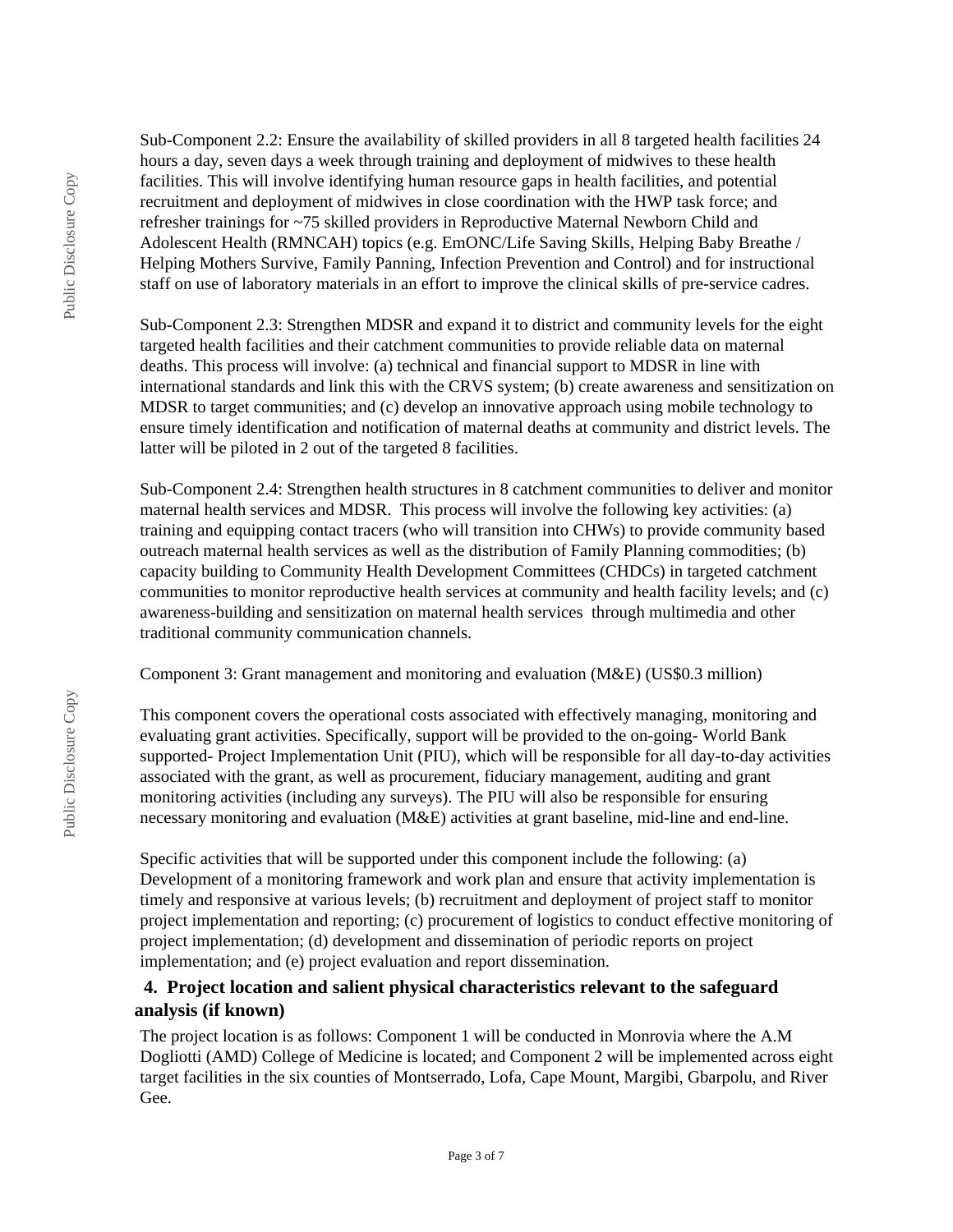Sub-Component 2.2: Ensure the availability of skilled providers in all 8 targeted health facilities 24 hours a day, seven days a week through training and deployment of midwives to these health facilities. This will involve identifying human resource gaps in health facilities, and potential recruitment and deployment of midwives in close coordination with the HWP task force; and refresher trainings for ~75 skilled providers in Reproductive Maternal Newborn Child and Adolescent Health (RMNCAH) topics (e.g. EmONC/Life Saving Skills, Helping Baby Breathe / Helping Mothers Survive, Family Panning, Infection Prevention and Control) and for instructional staff on use of laboratory materials in an effort to improve the clinical skills of pre-service cadres.

Sub-Component 2.3: Strengthen MDSR and expand it to district and community levels for the eight targeted health facilities and their catchment communities to provide reliable data on maternal deaths. This process will involve: (a) technical and financial support to MDSR in line with international standards and link this with the CRVS system; (b) create awareness and sensitization on MDSR to target communities; and (c) develop an innovative approach using mobile technology to ensure timely identification and notification of maternal deaths at community and district levels. The latter will be piloted in 2 out of the targeted 8 facilities.

Sub-Component 2.4: Strengthen health structures in 8 catchment communities to deliver and monitor maternal health services and MDSR. This process will involve the following key activities: (a) training and equipping contact tracers (who will transition into CHWs) to provide community based outreach maternal health services as well as the distribution of Family Planning commodities; (b) capacity building to Community Health Development Committees (CHDCs) in targeted catchment communities to monitor reproductive health services at community and health facility levels; and (c) awareness-building and sensitization on maternal health services through multimedia and other traditional community communication channels.

Component 3: Grant management and monitoring and evaluation (M&E) (US$0.3 million)

This component covers the operational costs associated with effectively managing, monitoring and evaluating grant activities. Specifically, support will be provided to the on-going- World Bank supported- Project Implementation Unit (PIU), which will be responsible for all day-to-day activities associated with the grant, as well as procurement, fiduciary management, auditing and grant monitoring activities (including any surveys). The PIU will also be responsible for ensuring necessary monitoring and evaluation (M&E) activities at grant baseline, mid-line and end-line.

Specific activities that will be supported under this component include the following: (a) Development of a monitoring framework and work plan and ensure that activity implementation is timely and responsive at various levels; (b) recruitment and deployment of project staff to monitor project implementation and reporting; (c) procurement of logistics to conduct effective monitoring of project implementation; (d) development and dissemination of periodic reports on project implementation; and (e) project evaluation and report dissemination.

### 4. Project location and salient physical characteristics relevant to the safeguard analysis (if known)

The project location is as follows: Component 1 will be conducted in Monrovia where the A.M Dogliotti (AMD) College of Medicine is located; and Component 2 will be implemented across eight target facilities in the six counties of Montserrado, Lofa, Cape Mount, Margibi, Gbarpolu, and River Gee.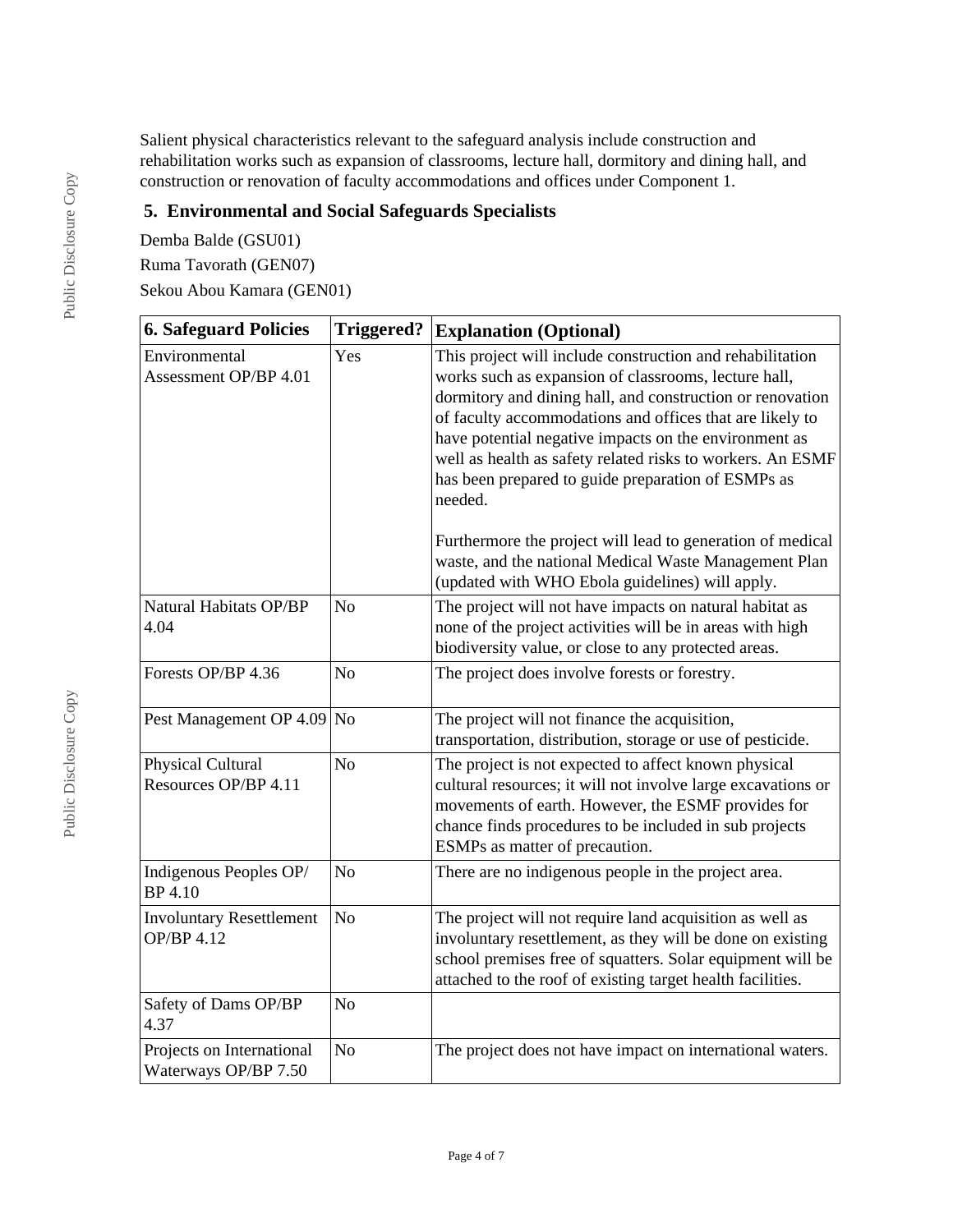Salient physical characteristics relevant to the safeguard analysis include construction and rehabilitation works such as expansion of classrooms, lecture hall, dormitory and dining hall, and construction or renovation of faculty accommodations and offices under Component 1.

## 5. Environmental and Social Safeguards Specialists

Demba Balde (GSU01)

Ruma Tavorath (GEN07)

Sekou Abou Kamara (GEN01)

| 6. Safeguard Policies | Triggered? | Explanation (Optional) |
|---|---|---|
| Environmental Assessment OP/BP 4.01 | Yes | This project will include construction and rehabilitation works such as expansion of classrooms, lecture hall, dormitory and dining hall, and construction or renovation of faculty accommodations and offices that are likely to have potential negative impacts on the environment as well as health as safety related risks to workers. An ESMF has been prepared to guide preparation of ESMPs as needed.<br><br>Furthermore the project will lead to generation of medical waste, and the national Medical Waste Management Plan (updated with WHO Ebola guidelines) will apply. |
| Natural Habitats OP/BP 4.04 | No | The project will not have impacts on natural habitat as none of the project activities will be in areas with high biodiversity value, or close to any protected areas. |
| Forests OP/BP 4.36 | No | The project does involve forests or forestry. |
| Pest Management OP 4.09 | No | The project will not finance the acquisition, transportation, distribution, storage or use of pesticide. |
| Physical Cultural Resources OP/BP 4.11 | No | The project is not expected to affect known physical cultural resources; it will not involve large excavations or movements of earth. However, the ESMF provides for chance finds procedures to be included in sub projects ESMPs as matter of precaution. |
| Indigenous Peoples OP/ BP 4.10 | No | There are no indigenous people in the project area. |
| Involuntary Resettlement OP/BP 4.12 | No | The project will not require land acquisition as well as involuntary resettlement, as they will be done on existing school premises free of squatters. Solar equipment will be attached to the roof of existing target health facilities. |
| Safety of Dams OP/BP 4.37 | No | |
| Projects on International Waterways OP/BP 7.50 | No | The project does not have impact on international waters. |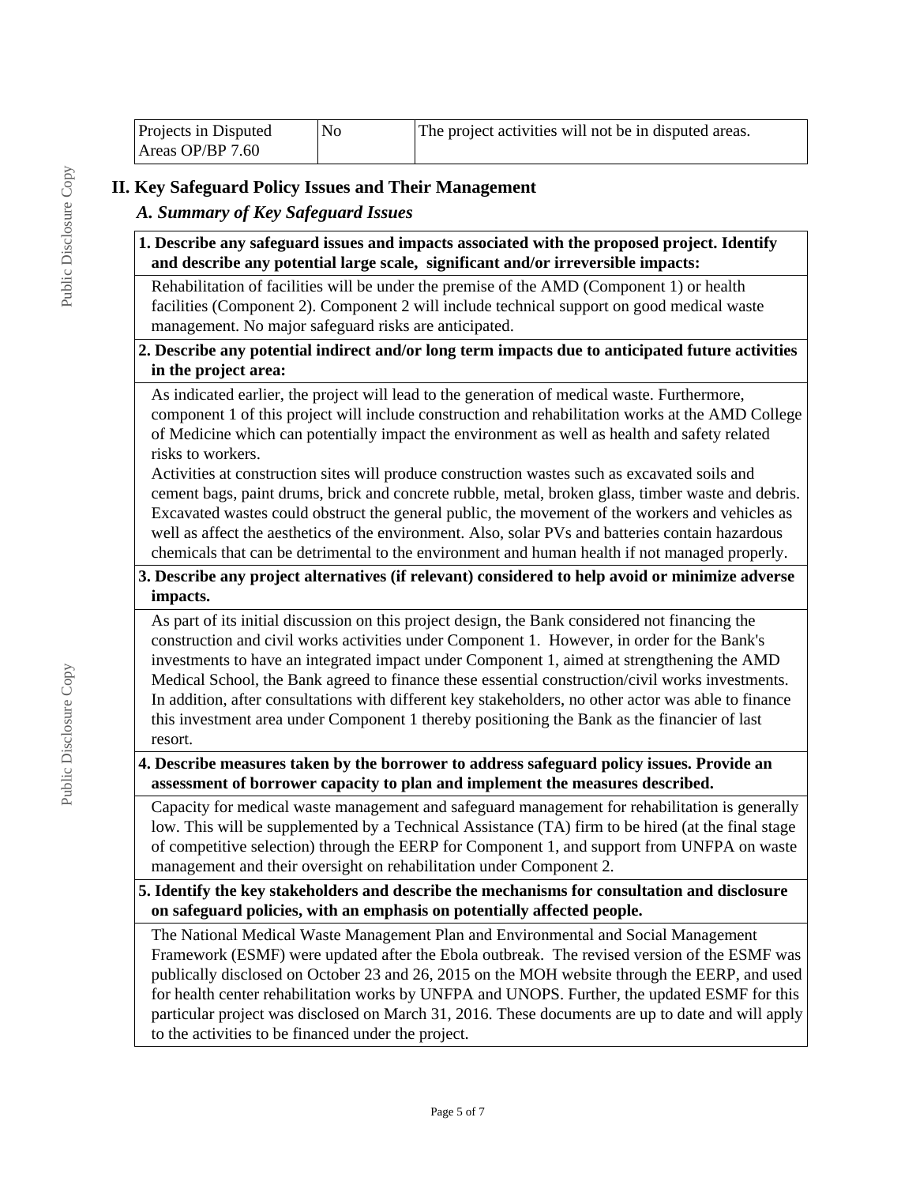| Projects in Disputed Areas OP/BP 7.60 | No | The project activities will not be in disputed areas. |
|---|---|---|

## II. Key Safeguard Policy Issues and Their Management

### *A. Summary of Key Safeguard Issues*

**1. Describe any safeguard issues and impacts associated with the proposed project. Identify and describe any potential large scale, significant and/or irreversible impacts:**

Rehabilitation of facilities will be under the premise of the AMD (Component 1) or health facilities (Component 2). Component 2 will include technical support on good medical waste management. No major safeguard risks are anticipated.

**2. Describe any potential indirect and/or long term impacts due to anticipated future activities in the project area:**

As indicated earlier, the project will lead to the generation of medical waste. Furthermore, component 1 of this project will include construction and rehabilitation works at the AMD College of Medicine which can potentially impact the environment as well as health and safety related risks to workers.

Activities at construction sites will produce construction wastes such as excavated soils and cement bags, paint drums, brick and concrete rubble, metal, broken glass, timber waste and debris. Excavated wastes could obstruct the general public, the movement of the workers and vehicles as well as affect the aesthetics of the environment. Also, solar PVs and batteries contain hazardous chemicals that can be detrimental to the environment and human health if not managed properly.

**3. Describe any project alternatives (if relevant) considered to help avoid or minimize adverse impacts.**

As part of its initial discussion on this project design, the Bank considered not financing the construction and civil works activities under Component 1. However, in order for the Bank's investments to have an integrated impact under Component 1, aimed at strengthening the AMD Medical School, the Bank agreed to finance these essential construction/civil works investments. In addition, after consultations with different key stakeholders, no other actor was able to finance this investment area under Component 1 thereby positioning the Bank as the financier of last resort.

**4. Describe measures taken by the borrower to address safeguard policy issues. Provide an assessment of borrower capacity to plan and implement the measures described.**

Capacity for medical waste management and safeguard management for rehabilitation is generally low. This will be supplemented by a Technical Assistance (TA) firm to be hired (at the final stage of competitive selection) through the EERP for Component 1, and support from UNFPA on waste management and their oversight on rehabilitation under Component 2.

**5. Identify the key stakeholders and describe the mechanisms for consultation and disclosure on safeguard policies, with an emphasis on potentially affected people.**

The National Medical Waste Management Plan and Environmental and Social Management Framework (ESMF) were updated after the Ebola outbreak. The revised version of the ESMF was publically disclosed on October 23 and 26, 2015 on the MOH website through the EERP, and used for health center rehabilitation works by UNFPA and UNOPS. Further, the updated ESMF for this particular project was disclosed on March 31, 2016. These documents are up to date and will apply to the activities to be financed under the project.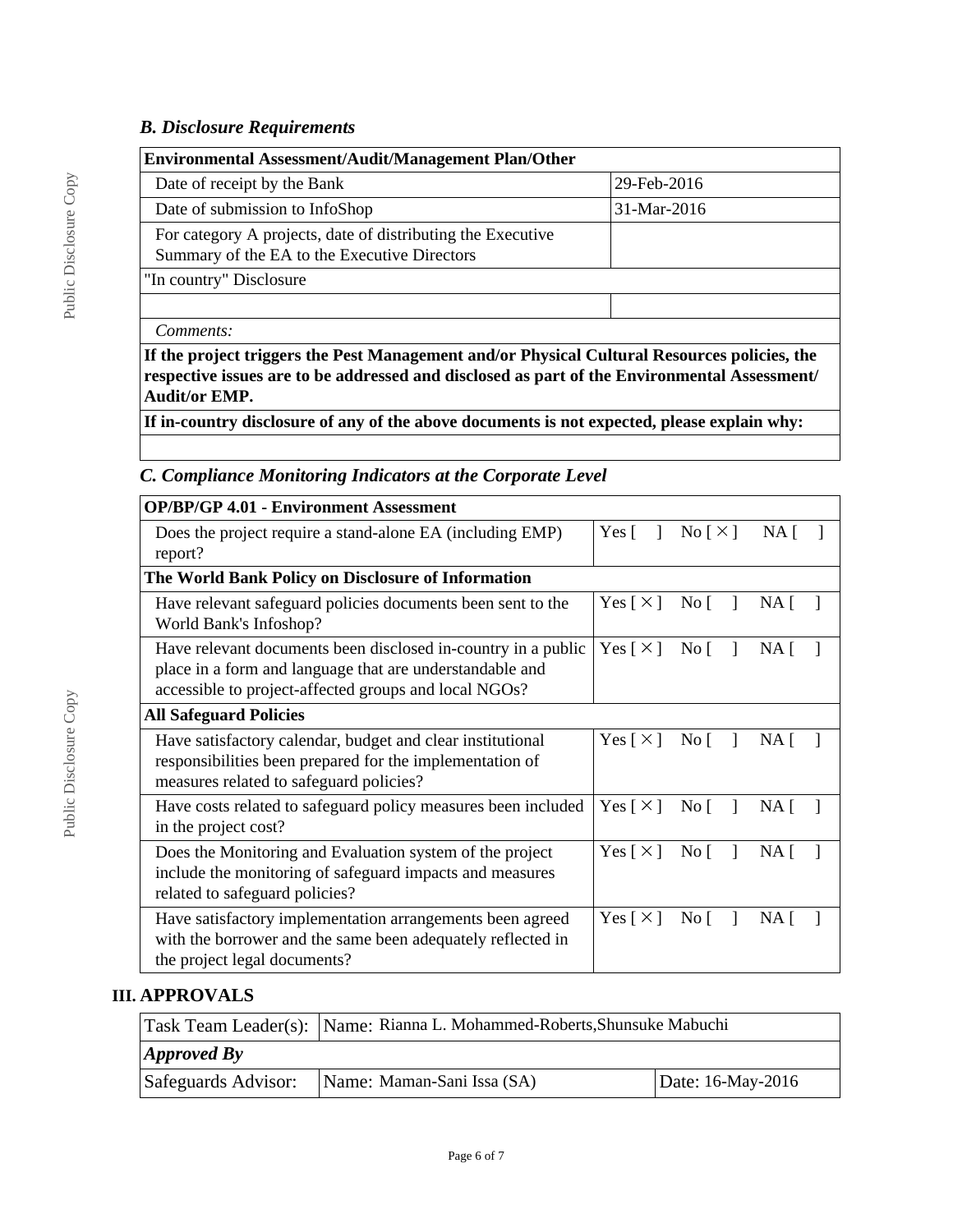### *B. Disclosure Requirements*

| Environmental Assessment/Audit/Management Plan/Other | |
|---|---|
| Date of receipt by the Bank | 29-Feb-2016 |
| Date of submission to InfoShop | 31-Mar-2016 |
| For category A projects, date of distributing the Executive Summary of the EA to the Executive Directors | |
| "In country" Disclosure | |
| | |
| *Comments:* | |
| **If the project triggers the Pest Management and/or Physical Cultural Resources policies, the respective issues are to be addressed and disclosed as part of the Environmental Assessment/ Audit/or EMP.** | |
| **If in-country disclosure of any of the above documents is not expected, please explain why:** | |
| | |

### *C. Compliance Monitoring Indicators at the Corporate Level*

| **OP/BP/GP 4.01 - Environment Assessment** | |
|---|---|
| Does the project require a stand-alone EA (including EMP) report? | Yes [ ] No [ × ] NA [ ] |
| **The World Bank Policy on Disclosure of Information** | |
| Have relevant safeguard policies documents been sent to the World Bank's Infoshop? | Yes [ × ] No [ ] NA [ ] |
| Have relevant documents been disclosed in-country in a public place in a form and language that are understandable and accessible to project-affected groups and local NGOs? | Yes [ × ] No [ ] NA [ ] |
| **All Safeguard Policies** | |
| Have satisfactory calendar, budget and clear institutional responsibilities been prepared for the implementation of measures related to safeguard policies? | Yes [ × ] No [ ] NA [ ] |
| Have costs related to safeguard policy measures been included in the project cost? | Yes [ × ] No [ ] NA [ ] |
| Does the Monitoring and Evaluation system of the project include the monitoring of safeguard impacts and measures related to safeguard policies? | Yes [ × ] No [ ] NA [ ] |
| Have satisfactory implementation arrangements been agreed with the borrower and the same been adequately reflected in the project legal documents? | Yes [ × ] No [ ] NA [ ] |

## III. APPROVALS

| Task Team Leader(s): | Name: Rianna L. Mohammed-Roberts,Shunsuke Mabuchi | |
|---|---|---|
| ***Approved By*** | | |
| Safeguards Advisor: | Name: Maman-Sani Issa (SA) | Date: 16-May-2016 |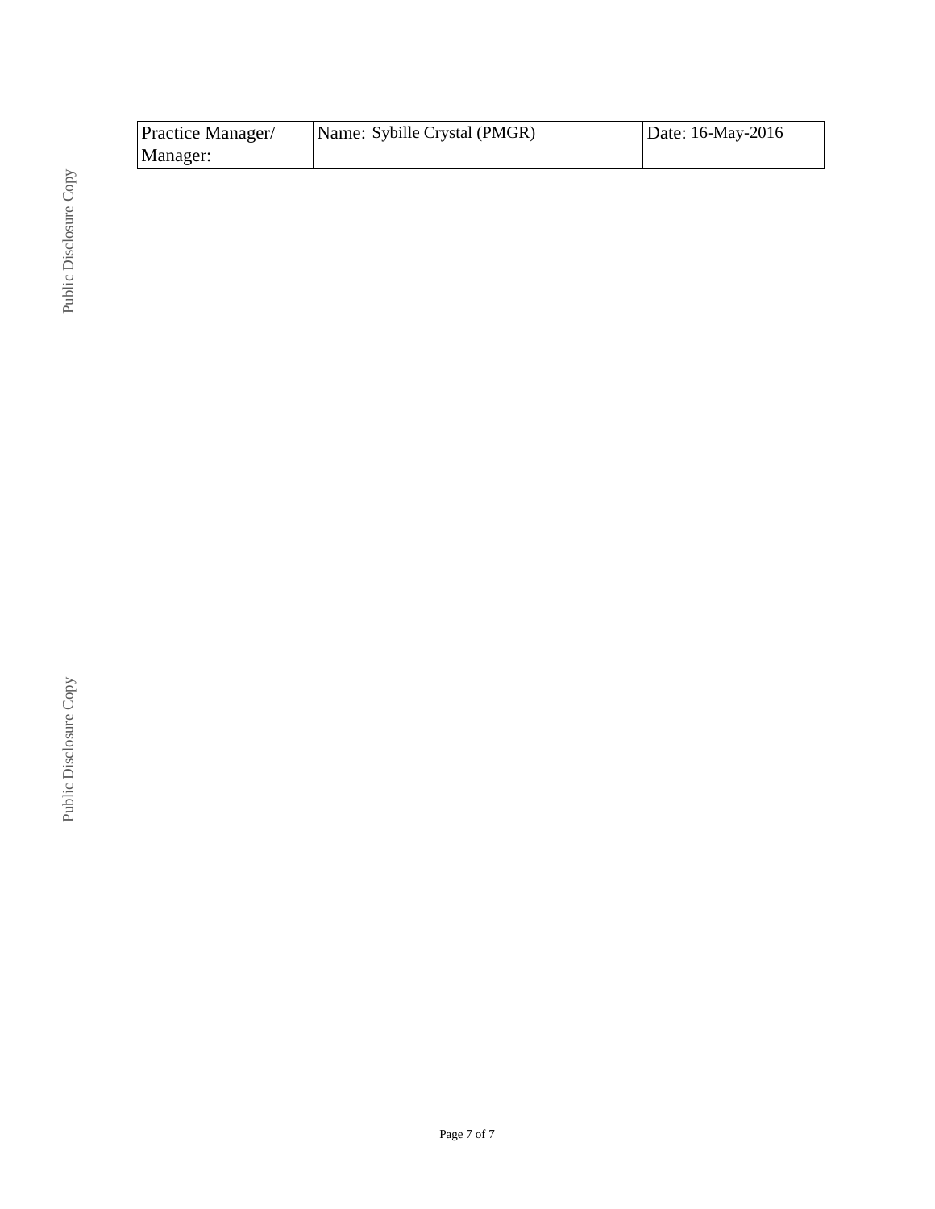| | | |
|---|---|---|
| Practice Manager/ Manager: | Name: Sybille Crystal (PMGR) | Date: 16-May-2016 |